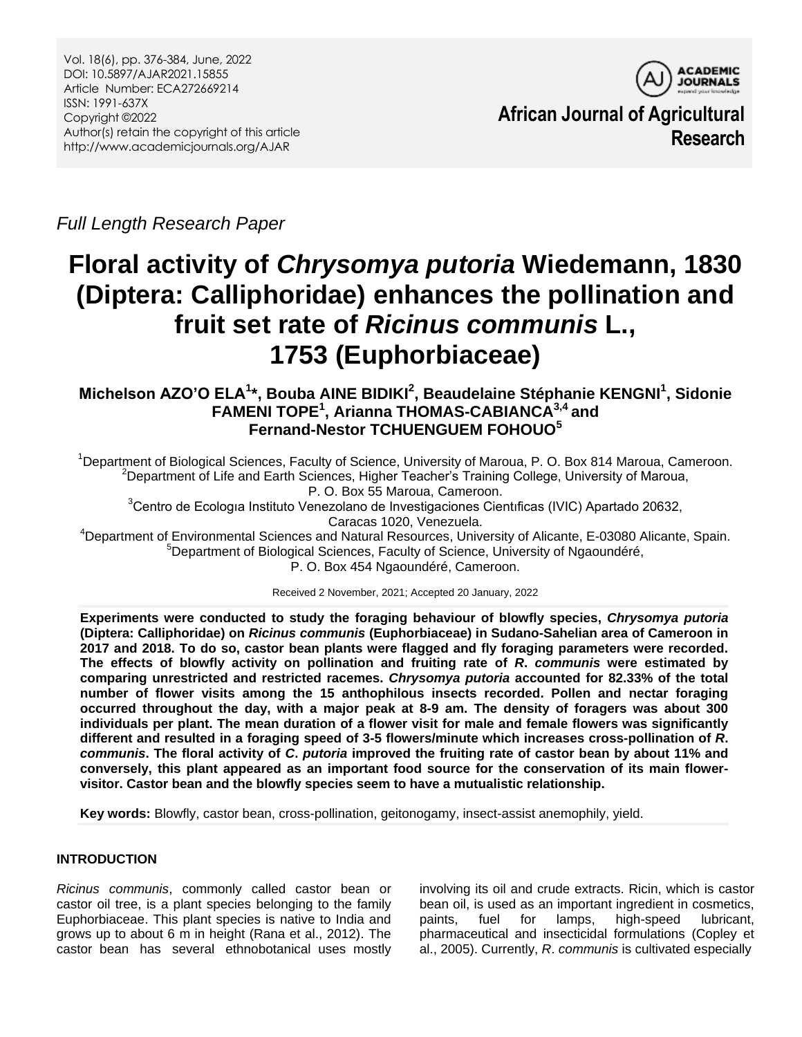Vol. 18(6), pp. 376-384, June, 2022
DOI: 10.5897/AJAR2021.15855
Article Number: ECA272669214
ISSN: 1991-637X
Copyright ©2022
Author(s) retain the copyright of this article
http://www.academicjournals.org/AJAR

**African Journal of Agricultural Research**

*Full Length Research Paper*

# Floral activity of *Chrysomya putoria* Wiedemann, 1830 (Diptera: Calliphoridae) enhances the pollination and fruit set rate of *Ricinus communis* L., 1753 (Euphorbiaceae)

**Michelson AZO'O ELA[1]\*, Bouba AINE BIDIKI[2], Beaudelaine Stéphanie KENGNI[1], Sidonie FAMENI TOPE[1], Arianna THOMAS-CABIANCA[3,4] and Fernand-Nestor TCHUENGUEM FOHOUO[5]**

[1]Department of Biological Sciences, Faculty of Science, University of Maroua, P. O. Box 814 Maroua, Cameroon.
[2]Department of Life and Earth Sciences, Higher Teacher's Training College, University of Maroua, P. O. Box 55 Maroua, Cameroon.
[3]Centro de Ecologıa Instituto Venezolano de Investigaciones Cientıficas (IVIC) Apartado 20632, Caracas 1020, Venezuela.
[4]Department of Environmental Sciences and Natural Resources, University of Alicante, E-03080 Alicante, Spain.
[5]Department of Biological Sciences, Faculty of Science, University of Ngaoundéré, P. O. Box 454 Ngaoundéré, Cameroon.

Received 2 November, 2021; Accepted 20 January, 2022

**Experiments were conducted to study the foraging behaviour of blowfly species, *Chrysomya putoria* (Diptera: Calliphoridae) on *Ricinus communis* (Euphorbiaceae) in Sudano-Sahelian area of Cameroon in 2017 and 2018. To do so, castor bean plants were flagged and fly foraging parameters were recorded. The effects of blowfly activity on pollination and fruiting rate of *R. communis* were estimated by comparing unrestricted and restricted racemes. *Chrysomya putoria* accounted for 82.33% of the total number of flower visits among the 15 anthophilous insects recorded. Pollen and nectar foraging occurred throughout the day, with a major peak at 8-9 am. The density of foragers was about 300 individuals per plant. The mean duration of a flower visit for male and female flowers was significantly different and resulted in a foraging speed of 3-5 flowers/minute which increases cross-pollination of *R. communis*. The floral activity of *C. putoria* improved the fruiting rate of castor bean by about 11% and conversely, this plant appeared as an important food source for the conservation of its main flower-visitor. Castor bean and the blowfly species seem to have a mutualistic relationship.**

**Key words:** Blowfly, castor bean, cross-pollination, geitonogamy, insect-assist anemophily, yield.

## INTRODUCTION

*Ricinus communis*, commonly called castor bean or castor oil tree, is a plant species belonging to the family Euphorbiaceae. This plant species is native to India and grows up to about 6 m in height (Rana et al., 2012). The castor bean has several ethnobotanical uses mostly involving its oil and crude extracts. Ricin, which is castor bean oil, is used as an important ingredient in cosmetics, paints, fuel for lamps, high-speed lubricant, pharmaceutical and insecticidal formulations (Copley et al., 2005). Currently, *R. communis* is cultivated especially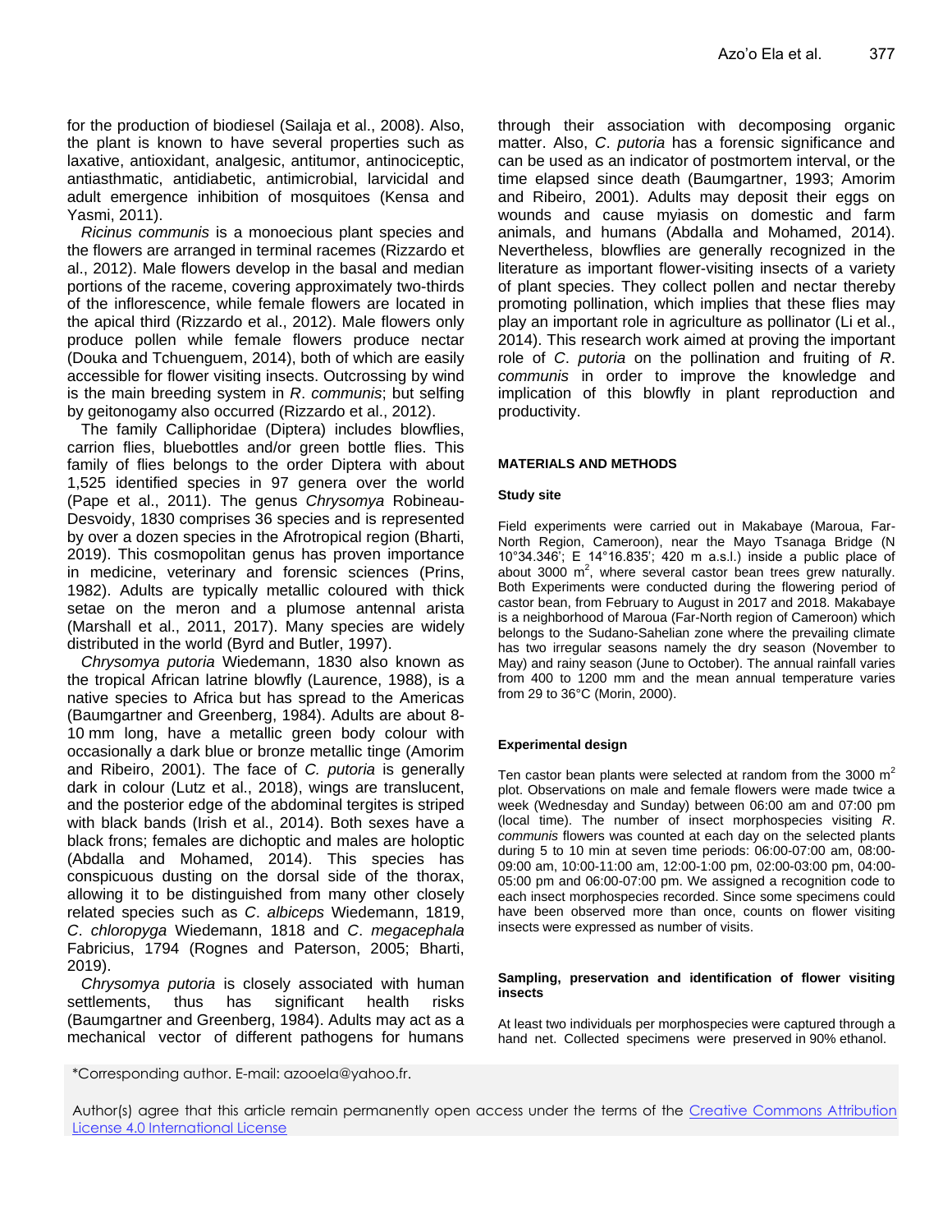for the production of biodiesel (Sailaja et al., 2008). Also, the plant is known to have several properties such as laxative, antioxidant, analgesic, antitumor, antinociceptic, antiasthmatic, antidiabetic, antimicrobial, larvicidal and adult emergence inhibition of mosquitoes (Kensa and Yasmi, 2011).

*Ricinus communis* is a monoecious plant species and the flowers are arranged in terminal racemes (Rizzardo et al., 2012). Male flowers develop in the basal and median portions of the raceme, covering approximately two-thirds of the inflorescence, while female flowers are located in the apical third (Rizzardo et al., 2012). Male flowers only produce pollen while female flowers produce nectar (Douka and Tchuenguem, 2014), both of which are easily accessible for flower visiting insects. Outcrossing by wind is the main breeding system in *R*. *communis*; but selfing by geitonogamy also occurred (Rizzardo et al., 2012).

The family Calliphoridae (Diptera) includes blowflies, carrion flies, bluebottles and/or green bottle flies. This family of flies belongs to the order Diptera with about 1,525 identified species in 97 genera over the world (Pape et al., 2011). The genus *Chrysomya* Robineau-Desvoidy, 1830 comprises 36 species and is represented by over a dozen species in the Afrotropical region (Bharti, 2019). This cosmopolitan genus has proven importance in medicine, veterinary and forensic sciences (Prins, 1982). Adults are typically metallic coloured with thick setae on the meron and a plumose antennal arista (Marshall et al., 2011, 2017). Many species are widely distributed in the world (Byrd and Butler, 1997).

*Chrysomya putoria* Wiedemann, 1830 also known as the tropical African latrine blowfly (Laurence, 1988), is a native species to Africa but has spread to the Americas (Baumgartner and Greenberg, 1984). Adults are about 8-10 mm long, have a metallic green body colour with occasionally a dark blue or bronze metallic tinge (Amorim and Ribeiro, 2001). The face of *C. putoria* is generally dark in colour (Lutz et al., 2018), wings are translucent, and the posterior edge of the abdominal tergites is striped with black bands (Irish et al., 2014). Both sexes have a black frons; females are dichoptic and males are holoptic (Abdalla and Mohamed, 2014). This species has conspicuous dusting on the dorsal side of the thorax, allowing it to be distinguished from many other closely related species such as *C*. *albiceps* Wiedemann, 1819, *C*. *chloropyga* Wiedemann, 1818 and *C*. *megacephala* Fabricius, 1794 (Rognes and Paterson, 2005; Bharti, 2019).

*Chrysomya putoria* is closely associated with human settlements, thus has significant health risks (Baumgartner and Greenberg, 1984). Adults may act as a mechanical vector of different pathogens for humans through their association with decomposing organic matter. Also, *C*. *putoria* has a forensic significance and can be used as an indicator of postmortem interval, or the time elapsed since death (Baumgartner, 1993; Amorim and Ribeiro, 2001). Adults may deposit their eggs on wounds and cause myiasis on domestic and farm animals, and humans (Abdalla and Mohamed, 2014). Nevertheless, blowflies are generally recognized in the literature as important flower-visiting insects of a variety of plant species. They collect pollen and nectar thereby promoting pollination, which implies that these flies may play an important role in agriculture as pollinator (Li et al., 2014). This research work aimed at proving the important role of *C*. *putoria* on the pollination and fruiting of *R*. *communis* in order to improve the knowledge and implication of this blowfly in plant reproduction and productivity.

## MATERIALS AND METHODS

### Study site

Field experiments were carried out in Makabaye (Maroua, Far-North Region, Cameroon), near the Mayo Tsanaga Bridge (N 10°34.346'; E 14°16.835'; 420 m a.s.l.) inside a public place of about 3000 m$^2$, where several castor bean trees grew naturally. Both Experiments were conducted during the flowering period of castor bean, from February to August in 2017 and 2018. Makabaye is a neighborhood of Maroua (Far-North region of Cameroon) which belongs to the Sudano-Sahelian zone where the prevailing climate has two irregular seasons namely the dry season (November to May) and rainy season (June to October). The annual rainfall varies from 400 to 1200 mm and the mean annual temperature varies from 29 to 36°C (Morin, 2000).

### Experimental design

Ten castor bean plants were selected at random from the 3000 m$^2$ plot. Observations on male and female flowers were made twice a week (Wednesday and Sunday) between 06:00 am and 07:00 pm (local time). The number of insect morphospecies visiting *R*. *communis* flowers was counted at each day on the selected plants during 5 to 10 min at seven time periods: 06:00-07:00 am, 08:00-09:00 am, 10:00-11:00 am, 12:00-1:00 pm, 02:00-03:00 pm, 04:00-05:00 pm and 06:00-07:00 pm. We assigned a recognition code to each insect morphospecies recorded. Since some specimens could have been observed more than once, counts on flower visiting insects were expressed as number of visits.

### Sampling, preservation and identification of flower visiting insects

At least two individuals per morphospecies were captured through a hand net. Collected specimens were preserved in 90% ethanol.

*Corresponding author. E-mail: azooela@yahoo.fr.

Author(s) agree that this article remain permanently open access under the terms of the Creative Commons Attribution License 4.0 International License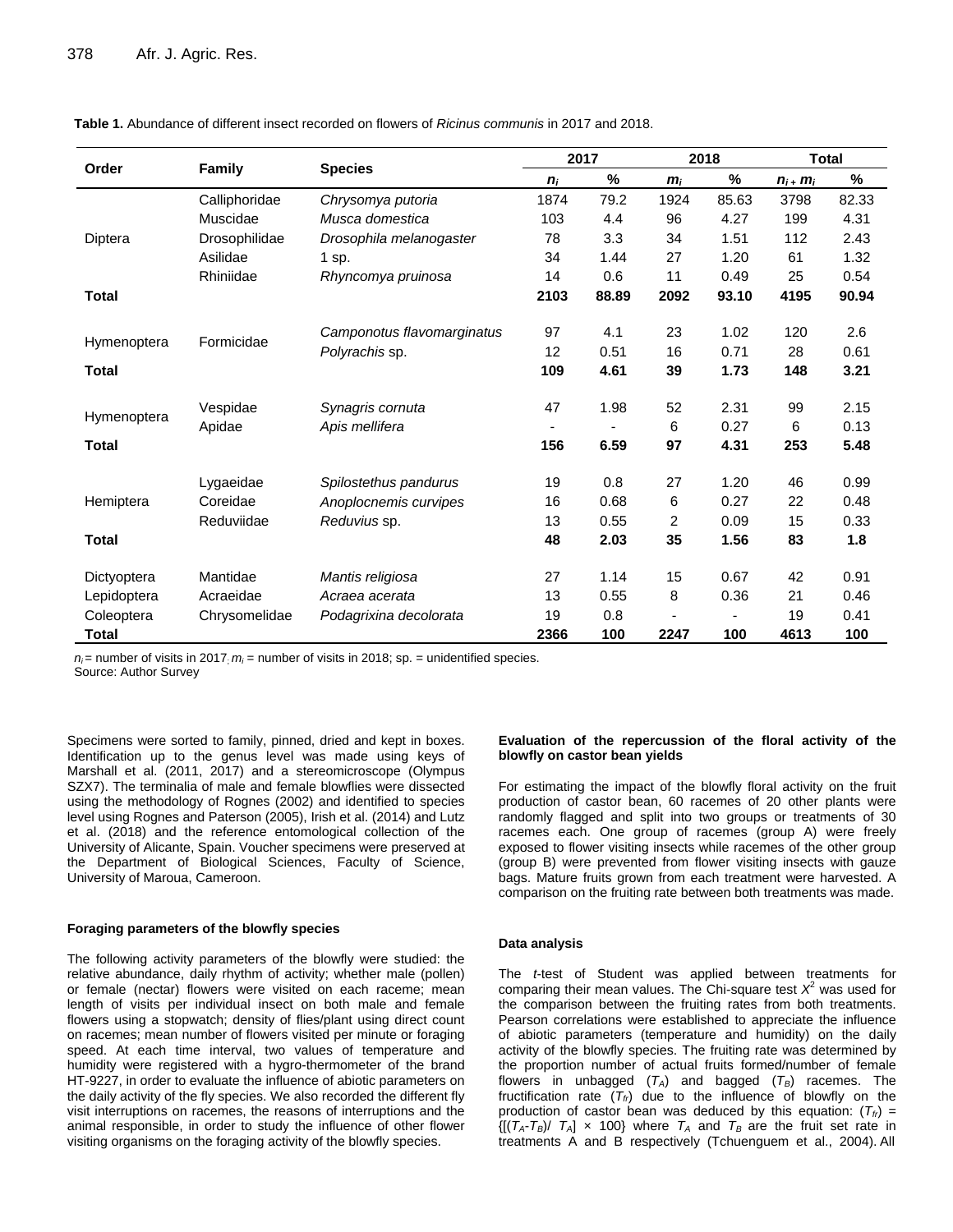**Table 1.** Abundance of different insect recorded on flowers of *Ricinus communis* in 2017 and 2018.

| Order | Family | Species | 2017 | | 2018 | | Total | |
|---|---|---|---|---|---|---|---|---|
| | | | $n_i$ | % | $m_i$ | % | $n_i + m_i$ | % |
| Diptera | Calliphoridae | *Chrysomya putoria* | 1874 | 79.2 | 1924 | 85.63 | 3798 | 82.33 |
| | Muscidae | *Musca domestica* | 103 | 4.4 | 96 | 4.27 | 199 | 4.31 |
| | Drosophilidae | *Drosophila melanogaster* | 78 | 3.3 | 34 | 1.51 | 112 | 2.43 |
| | Asilidae | 1 sp. | 34 | 1.44 | 27 | 1.20 | 61 | 1.32 |
| | Rhiniidae | *Rhyncomya pruinosa* | 14 | 0.6 | 11 | 0.49 | 25 | 0.54 |
| **Total** | | | **2103** | **88.89** | **2092** | **93.10** | **4195** | **90.94** |
| Hymenoptera | Formicidae | *Camponotus flavomarginatus* | 97 | 4.1 | 23 | 1.02 | 120 | 2.6 |
| | | *Polyrachis* sp. | 12 | 0.51 | 16 | 0.71 | 28 | 0.61 |
| **Total** | | | **109** | **4.61** | **39** | **1.73** | **148** | **3.21** |
| Hymenoptera | Vespidae | *Synagris cornuta* | 47 | 1.98 | 52 | 2.31 | 99 | 2.15 |
| | Apidae | *Apis mellifera* | - | - | 6 | 0.27 | 6 | 0.13 |
| **Total** | | | **156** | **6.59** | **97** | **4.31** | **253** | **5.48** |
| Hemiptera | Lygaeidae | *Spilostethus pandurus* | 19 | 0.8 | 27 | 1.20 | 46 | 0.99 |
| | Coreidae | *Anoplocnemis curvipes* | 16 | 0.68 | 6 | 0.27 | 22 | 0.48 |
| | Reduviidae | *Reduvius* sp. | 13 | 0.55 | 2 | 0.09 | 15 | 0.33 |
| **Total** | | | **48** | **2.03** | **35** | **1.56** | **83** | **1.8** |
| Dictyoptera | Mantidae | *Mantis religiosa* | 27 | 1.14 | 15 | 0.67 | 42 | 0.91 |
| Lepidoptera | Acraeidae | *Acraea acerata* | 13 | 0.55 | 8 | 0.36 | 21 | 0.46 |
| Coleoptera | Chrysomelidae | *Podagrixina decolorata* | 19 | 0.8 | - | - | 19 | 0.41 |
| **Total** | | | **2366** | **100** | **2247** | **100** | **4613** | **100** |

$n_i$ = number of visits in 2017; $m_i$ = number of visits in 2018; sp. = unidentified species.
Source: Author Survey

Specimens were sorted to family, pinned, dried and kept in boxes. Identification up to the genus level was made using keys of Marshall et al. (2011, 2017) and a stereomicroscope (Olympus SZX7). The terminalia of male and female blowflies were dissected using the methodology of Rognes (2002) and identified to species level using Rognes and Paterson (2005), Irish et al. (2014) and Lutz et al. (2018) and the reference entomological collection of the University of Alicante, Spain. Voucher specimens were preserved at the Department of Biological Sciences, Faculty of Science, University of Maroua, Cameroon.

#### Foraging parameters of the blowfly species

The following activity parameters of the blowfly were studied: the relative abundance, daily rhythm of activity; whether male (pollen) or female (nectar) flowers were visited on each raceme; mean length of visits per individual insect on both male and female flowers using a stopwatch; density of flies/plant using direct count on racemes; mean number of flowers visited per minute or foraging speed. At each time interval, two values of temperature and humidity were registered with a hygro-thermometer of the brand HT-9227, in order to evaluate the influence of abiotic parameters on the daily activity of the fly species. We also recorded the different fly visit interruptions on racemes, the reasons of interruptions and the animal responsible, in order to study the influence of other flower visiting organisms on the foraging activity of the blowfly species.

#### Evaluation of the repercussion of the floral activity of the blowfly on castor bean yields

For estimating the impact of the blowfly floral activity on the fruit production of castor bean, 60 racemes of 20 other plants were randomly flagged and split into two groups or treatments of 30 racemes each. One group of racemes (group A) were freely exposed to flower visiting insects while racemes of the other group (group B) were prevented from flower visiting insects with gauze bags. Mature fruits grown from each treatment were harvested. A comparison on the fruiting rate between both treatments was made.

#### Data analysis

The *t*-test of Student was applied between treatments for comparing their mean values. The Chi-square test $X^2$ was used for the comparison between the fruiting rates from both treatments. Pearson correlations were established to appreciate the influence of abiotic parameters (temperature and humidity) on the daily activity of the blowfly species. The fruiting rate was determined by the proportion number of actual fruits formed/number of female flowers in unbagged ($T_A$) and bagged ($T_B$) racemes. The fructification rate ($T_{fr}$) due to the influence of blowfly on the production of castor bean was deduced by this equation: $(T_{fr}) = \{[(T_A - T_B)/\ T_A] \times 100\}$ where $T_A$ and $T_B$ are the fruit set rate in treatments A and B respectively (Tchuenguem et al., 2004). All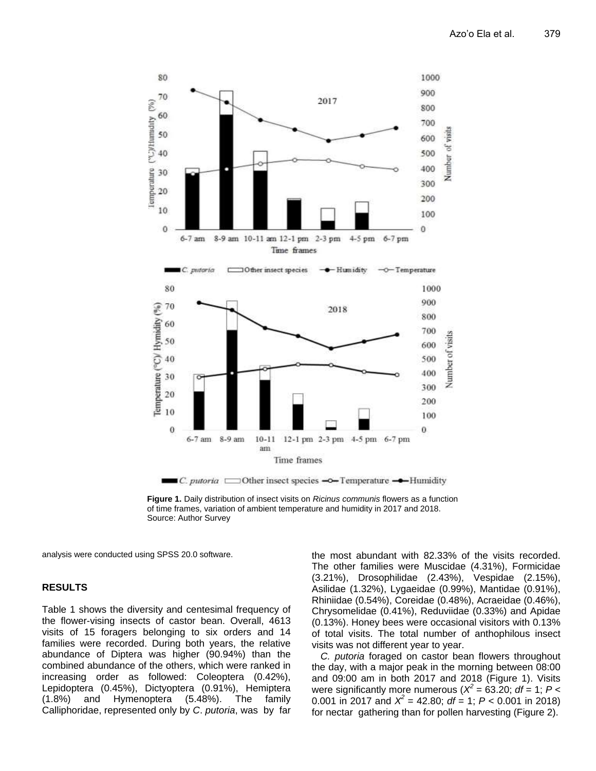Figure 1. Daily distribution of insect visits on *Ricinus communis* flowers as a function of time frames, variation of ambient temperature and humidity in 2017 and 2018. Source: Author Survey

analysis were conducted using SPSS 20.0 software.

## RESULTS

Table 1 shows the diversity and centesimal frequency of the flower-vising insects of castor bean. Overall, 4613 visits of 15 foragers belonging to six orders and 14 families were recorded. During both years, the relative abundance of Diptera was higher (90.94%) than the combined abundance of the others, which were ranked in increasing order as followed: Coleoptera (0.42%), Lepidoptera (0.45%), Dictyoptera (0.91%), Hemiptera (1.8%) and Hymenoptera (5.48%). The family Calliphoridae, represented only by *C. putoria*, was by far the most abundant with 82.33% of the visits recorded. The other families were Muscidae (4.31%), Formicidae (3.21%), Drosophilidae (2.43%), Vespidae (2.15%), Asilidae (1.32%), Lygaeidae (0.99%), Mantidae (0.91%), Rhiniidae (0.54%), Coreidae (0.48%), Acraeidae (0.46%), Chrysomelidae (0.41%), Reduviidae (0.33%) and Apidae (0.13%). Honey bees were occasional visitors with 0.13% of total visits. The total number of anthophilous insect visits was not different year to year.

*C. putoria* foraged on castor bean flowers throughout the day, with a major peak in the morning between 08:00 and 09:00 am in both 2017 and 2018 (Figure 1). Visits were significantly more numerous ($X^2 = 63.20$; $df = 1$; $P < 0.001$ in 2017 and $X^2 = 42.80$; $df = 1$; $P < 0.001$ in 2018) for nectar gathering than for pollen harvesting (Figure 2).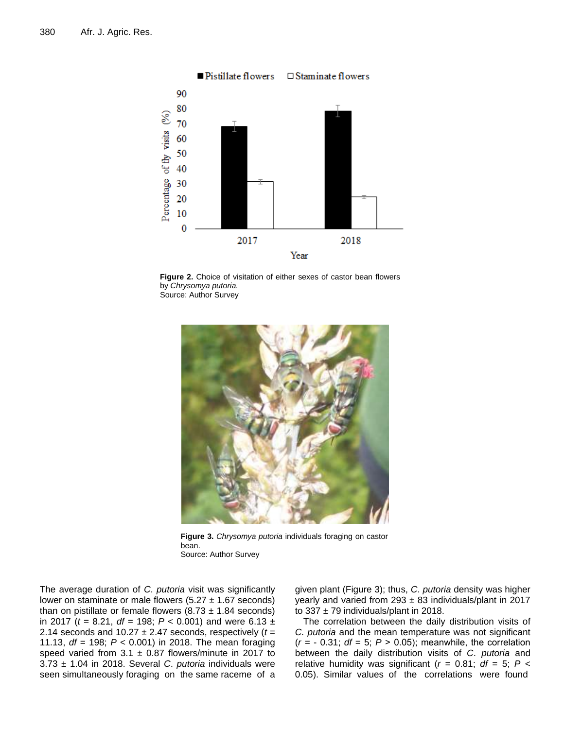**Figure 2.** Choice of visitation of either sexes of castor bean flowers by *Chrysomya putoria.*
Source: Author Survey

**Figure 3.** *Chrysomya putoria* individuals foraging on castor bean.
Source: Author Survey

The average duration of *C. putoria* visit was significantly lower on staminate or male flowers (5.27 ± 1.67 seconds) than on pistillate or female flowers (8.73 ± 1.84 seconds) in 2017 ($t$ = 8.21, $df$ = 198; $P$ < 0.001) and were 6.13 ± 2.14 seconds and 10.27 ± 2.47 seconds, respectively ($t$ = 11.13, $df$ = 198; $P$ < 0.001) in 2018. The mean foraging speed varied from 3.1 ± 0.87 flowers/minute in 2017 to 3.73 ± 1.04 in 2018. Several *C. putoria* individuals were seen simultaneously foraging on the same raceme of a given plant (Figure 3); thus, *C. putoria* density was higher yearly and varied from 293 ± 83 individuals/plant in 2017 to 337 ± 79 individuals/plant in 2018.

The correlation between the daily distribution visits of *C. putoria* and the mean temperature was not significant ($r$ = - 0.31; $df$ = 5; $P$ > 0.05); meanwhile, the correlation between the daily distribution visits of *C. putoria* and relative humidity was significant ($r$ = 0.81; $df$ = 5; $P$ < 0.05). Similar values of the correlations were found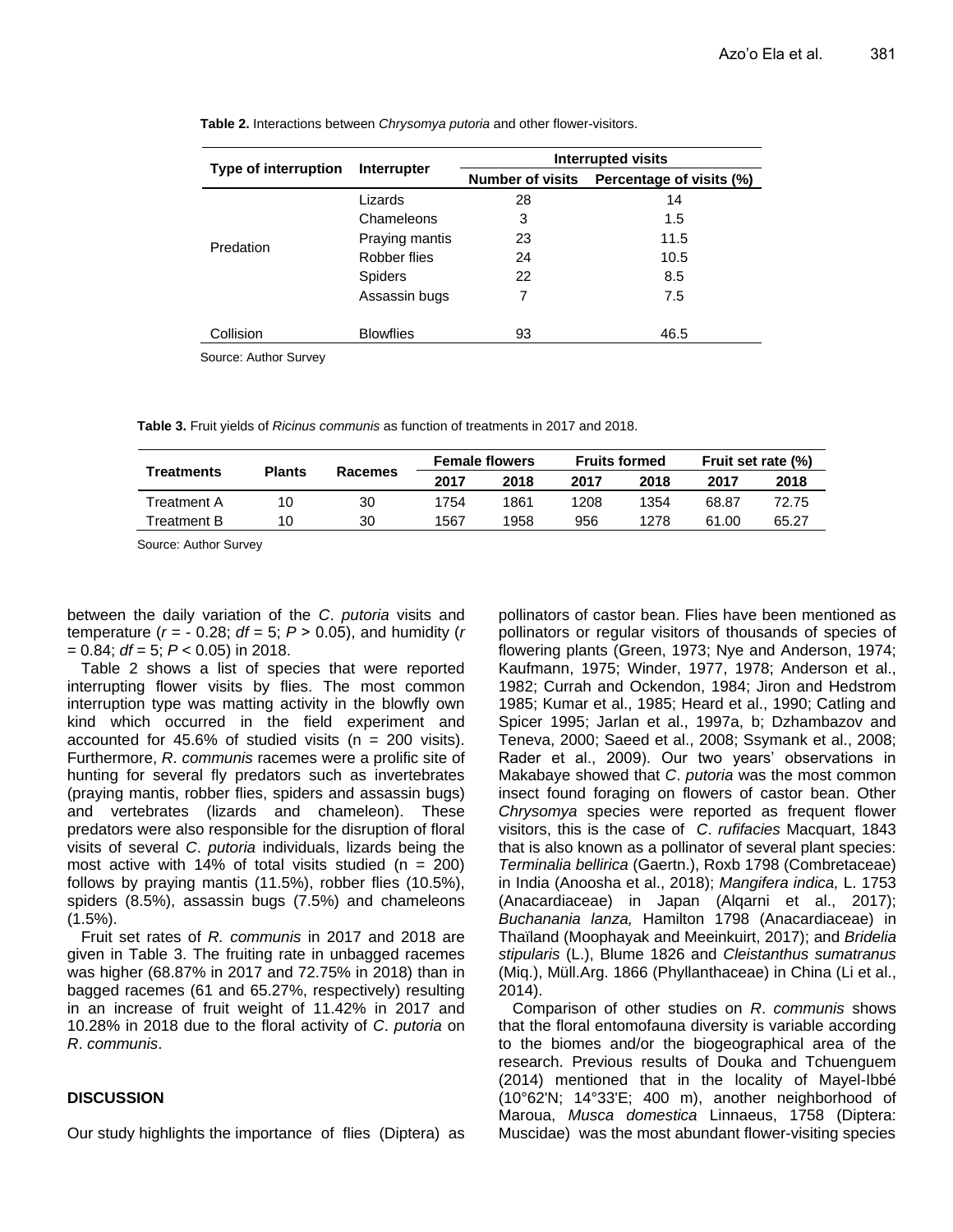**Table 2.** Interactions between *Chrysomya putoria* and other flower-visitors.

| Type of interruption | Interrupter | Interrupted visits | |
|---|---|---|---|
| | | Number of visits | Percentage of visits (%) |
| Predation | Lizards | 28 | 14 |
| | Chameleons | 3 | 1.5 |
| | Praying mantis | 23 | 11.5 |
| | Robber flies | 24 | 10.5 |
| | Spiders | 22 | 8.5 |
| | Assassin bugs | 7 | 7.5 |
| Collision | Blowflies | 93 | 46.5 |

Source: Author Survey

**Table 3.** Fruit yields of *Ricinus communis* as function of treatments in 2017 and 2018.

| Treatments | Plants | Racemes | Female flowers | | Fruits formed | | Fruit set rate (%) | |
|---|---|---|---|---|---|---|---|---|
| | | | 2017 | 2018 | 2017 | 2018 | 2017 | 2018 |
| Treatment A | 10 | 30 | 1754 | 1861 | 1208 | 1354 | 68.87 | 72.75 |
| Treatment B | 10 | 30 | 1567 | 1958 | 956 | 1278 | 61.00 | 65.27 |

Source: Author Survey

between the daily variation of the *C*. *putoria* visits and temperature ($r$ = - 0.28; $df$ = 5; $P$ > 0.05), and humidity ($r$ = 0.84; $df$ = 5; $P$ < 0.05) in 2018.

Table 2 shows a list of species that were reported interrupting flower visits by flies. The most common interruption type was matting activity in the blowfly own kind which occurred in the field experiment and accounted for 45.6% of studied visits (n = 200 visits). Furthermore, *R*. *communis* racemes were a prolific site of hunting for several fly predators such as invertebrates (praying mantis, robber flies, spiders and assassin bugs) and vertebrates (lizards and chameleon). These predators were also responsible for the disruption of floral visits of several *C*. *putoria* individuals, lizards being the most active with 14% of total visits studied (n = 200) follows by praying mantis (11.5%), robber flies (10.5%), spiders (8.5%), assassin bugs (7.5%) and chameleons (1.5%).

Fruit set rates of *R. communis* in 2017 and 2018 are given in Table 3. The fruiting rate in unbagged racemes was higher (68.87% in 2017 and 72.75% in 2018) than in bagged racemes (61 and 65.27%, respectively) resulting in an increase of fruit weight of 11.42% in 2017 and 10.28% in 2018 due to the floral activity of *C*. *putoria* on *R*. *communis*.

## DISCUSSION

Our study highlights the importance of flies (Diptera) as pollinators of castor bean. Flies have been mentioned as pollinators or regular visitors of thousands of species of flowering plants (Green, 1973; Nye and Anderson, 1974; Kaufmann, 1975; Winder, 1977, 1978; Anderson et al., 1982; Currah and Ockendon, 1984; Jiron and Hedstrom 1985; Kumar et al., 1985; Heard et al., 1990; Catling and Spicer 1995; Jarlan et al., 1997a, b; Dzhambazov and Teneva, 2000; Saeed et al., 2008; Ssymank et al., 2008; Rader et al., 2009). Our two years' observations in Makabaye showed that *C*. *putoria* was the most common insect found foraging on flowers of castor bean. Other *Chrysomya* species were reported as frequent flower visitors, this is the case of *C*. *rufifacies* Macquart, 1843 that is also known as a pollinator of several plant species: *Terminalia bellirica* (Gaertn.), Roxb 1798 (Combretaceae) in India (Anoosha et al., 2018); *Mangifera indica,* L. 1753 (Anacardiaceae) in Japan (Alqarni et al., 2017); *Buchanania lanza,* Hamilton 1798 (Anacardiaceae) in Thaïland (Moophayak and Meeinkuirt, 2017); and *Bridelia stipularis* (L.), Blume 1826 and *Cleistanthus sumatranus* (Miq.), Müll.Arg. 1866 (Phyllanthaceae) in China (Li et al., 2014).

Comparison of other studies on *R*. *communis* shows that the floral entomofauna diversity is variable according to the biomes and/or the biogeographical area of the research. Previous results of Douka and Tchuenguem (2014) mentioned that in the locality of Mayel-Ibbé (10°62'N; 14°33'E; 400 m), another neighborhood of Maroua, *Musca domestica* Linnaeus, 1758 (Diptera: Muscidae) was the most abundant flower-visiting species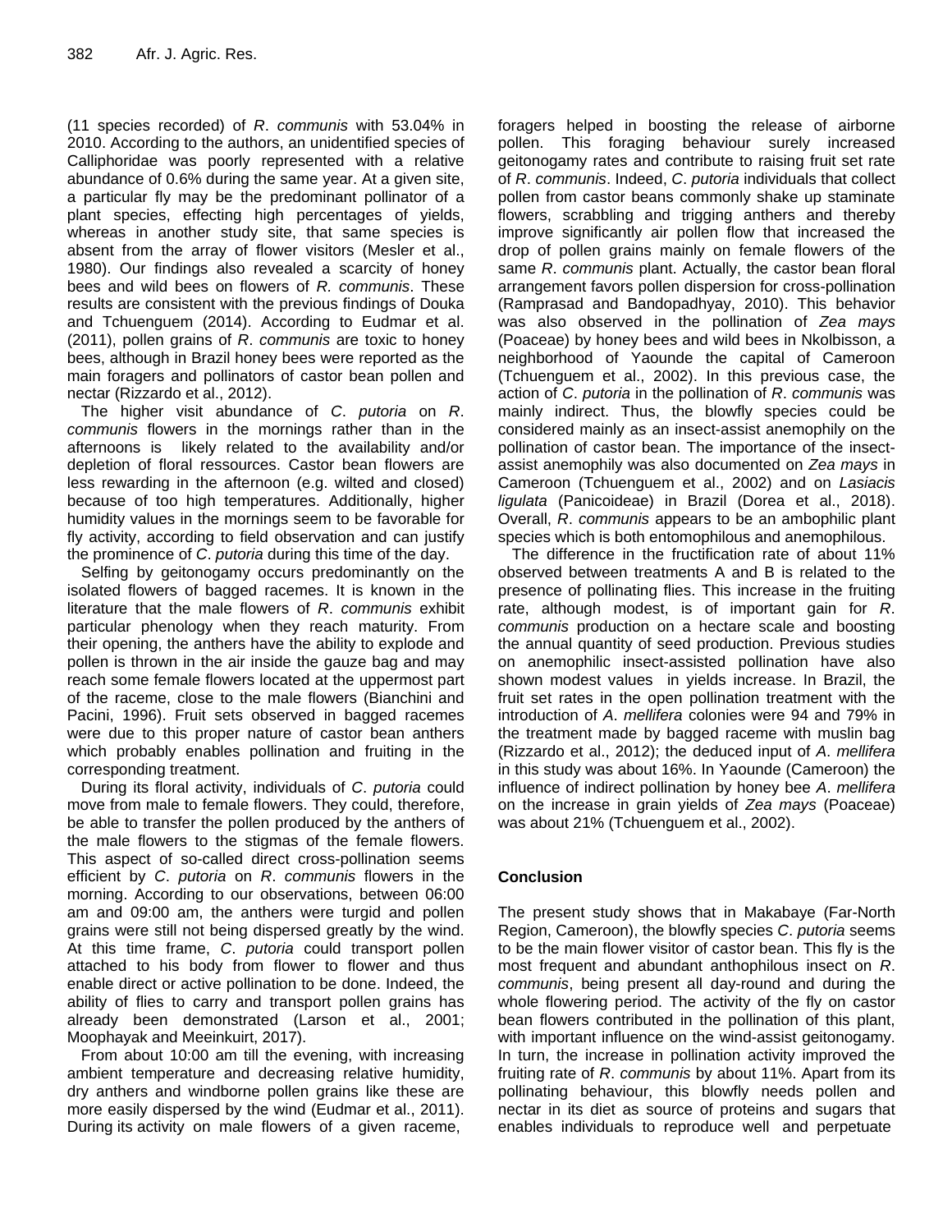(11 species recorded) of *R*. *communis* with 53.04% in 2010. According to the authors, an unidentified species of Calliphoridae was poorly represented with a relative abundance of 0.6% during the same year. At a given site, a particular fly may be the predominant pollinator of a plant species, effecting high percentages of yields, whereas in another study site, that same species is absent from the array of flower visitors (Mesler et al., 1980). Our findings also revealed a scarcity of honey bees and wild bees on flowers of *R. communis*. These results are consistent with the previous findings of Douka and Tchuenguem (2014). According to Eudmar et al. (2011), pollen grains of *R*. *communis* are toxic to honey bees, although in Brazil honey bees were reported as the main foragers and pollinators of castor bean pollen and nectar (Rizzardo et al., 2012).

The higher visit abundance of *C*. *putoria* on *R*. *communis* flowers in the mornings rather than in the afternoons is likely related to the availability and/or depletion of floral ressources. Castor bean flowers are less rewarding in the afternoon (e.g. wilted and closed) because of too high temperatures. Additionally, higher humidity values in the mornings seem to be favorable for fly activity, according to field observation and can justify the prominence of *C*. *putoria* during this time of the day.

Selfing by geitonogamy occurs predominantly on the isolated flowers of bagged racemes. It is known in the literature that the male flowers of *R*. *communis* exhibit particular phenology when they reach maturity. From their opening, the anthers have the ability to explode and pollen is thrown in the air inside the gauze bag and may reach some female flowers located at the uppermost part of the raceme, close to the male flowers (Bianchini and Pacini, 1996). Fruit sets observed in bagged racemes were due to this proper nature of castor bean anthers which probably enables pollination and fruiting in the corresponding treatment.

During its floral activity, individuals of *C*. *putoria* could move from male to female flowers. They could, therefore, be able to transfer the pollen produced by the anthers of the male flowers to the stigmas of the female flowers. This aspect of so-called direct cross-pollination seems efficient by *C*. *putoria* on *R*. *communis* flowers in the morning. According to our observations, between 06:00 am and 09:00 am, the anthers were turgid and pollen grains were still not being dispersed greatly by the wind. At this time frame, *C*. *putoria* could transport pollen attached to his body from flower to flower and thus enable direct or active pollination to be done. Indeed, the ability of flies to carry and transport pollen grains has already been demonstrated (Larson et al., 2001; Moophayak and Meeinkuirt, 2017).

From about 10:00 am till the evening, with increasing ambient temperature and decreasing relative humidity, dry anthers and windborne pollen grains like these are more easily dispersed by the wind (Eudmar et al., 2011). During its activity on male flowers of a given raceme, foragers helped in boosting the release of airborne pollen. This foraging behaviour surely increased geitonogamy rates and contribute to raising fruit set rate of *R*. *communis*. Indeed, *C*. *putoria* individuals that collect pollen from castor beans commonly shake up staminate flowers, scrabbling and trigging anthers and thereby improve significantly air pollen flow that increased the drop of pollen grains mainly on female flowers of the same *R*. *communis* plant. Actually, the castor bean floral arrangement favors pollen dispersion for cross-pollination (Ramprasad and Bandopadhyay, 2010). This behavior was also observed in the pollination of *Zea mays* (Poaceae) by honey bees and wild bees in Nkolbisson, a neighborhood of Yaounde the capital of Cameroon (Tchuenguem et al., 2002). In this previous case, the action of *C*. *putoria* in the pollination of *R*. *communis* was mainly indirect. Thus, the blowfly species could be considered mainly as an insect-assist anemophily on the pollination of castor bean. The importance of the insect-assist anemophily was also documented on *Zea mays* in Cameroon (Tchuenguem et al., 2002) and on *Lasiacis ligulata* (Panicoideae) in Brazil (Dorea et al., 2018). Overall, *R*. *communis* appears to be an ambophilic plant species which is both entomophilous and anemophilous.

The difference in the fructification rate of about 11% observed between treatments A and B is related to the presence of pollinating flies. This increase in the fruiting rate, although modest, is of important gain for *R*. *communis* production on a hectare scale and boosting the annual quantity of seed production. Previous studies on anemophilic insect-assisted pollination have also shown modest values in yields increase. In Brazil, the fruit set rates in the open pollination treatment with the introduction of *A*. *mellifera* colonies were 94 and 79% in the treatment made by bagged raceme with muslin bag (Rizzardo et al., 2012); the deduced input of *A*. *mellifera* in this study was about 16%. In Yaounde (Cameroon) the influence of indirect pollination by honey bee *A*. *mellifera* on the increase in grain yields of *Zea mays* (Poaceae) was about 21% (Tchuenguem et al., 2002).

## Conclusion

The present study shows that in Makabaye (Far-North Region, Cameroon), the blowfly species *C*. *putoria* seems to be the main flower visitor of castor bean. This fly is the most frequent and abundant anthophilous insect on *R*. *communis*, being present all day-round and during the whole flowering period. The activity of the fly on castor bean flowers contributed in the pollination of this plant, with important influence on the wind-assist geitonogamy. In turn, the increase in pollination activity improved the fruiting rate of *R*. *communis* by about 11%. Apart from its pollinating behaviour, this blowfly needs pollen and nectar in its diet as source of proteins and sugars that enables individuals to reproduce well and perpetuate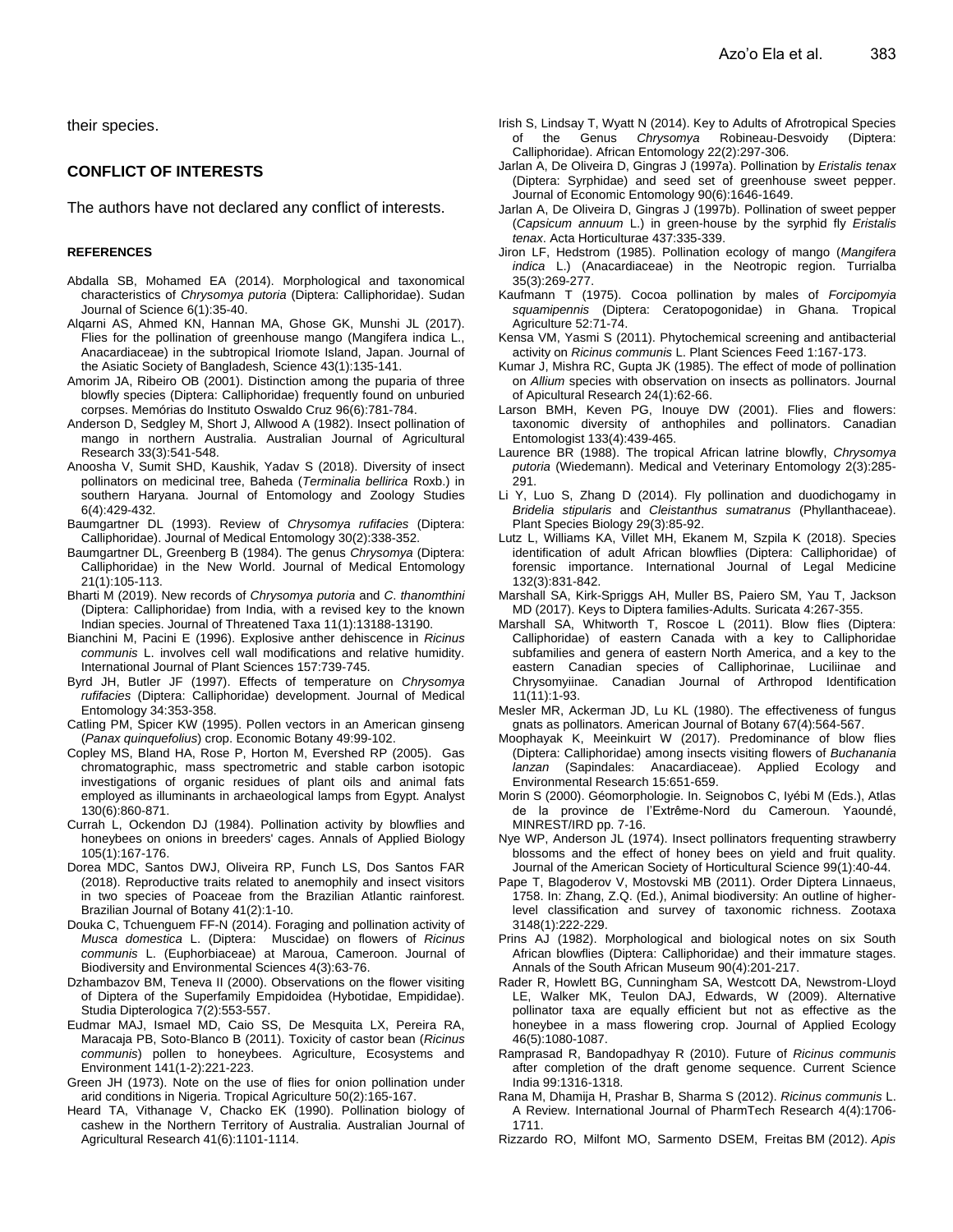their species.

## CONFLICT OF INTERESTS

The authors have not declared any conflict of interests.

### REFERENCES

Abdalla SB, Mohamed EA (2014). Morphological and taxonomical characteristics of *Chrysomya putoria* (Diptera: Calliphoridae). Sudan Journal of Science 6(1):35-40.

Alqarni AS, Ahmed KN, Hannan MA, Ghose GK, Munshi JL (2017). Flies for the pollination of greenhouse mango (Mangifera indica L., Anacardiaceae) in the subtropical Iriomote Island, Japan. Journal of the Asiatic Society of Bangladesh, Science 43(1):135-141.

Amorim JA, Ribeiro OB (2001). Distinction among the puparia of three blowfly species (Diptera: Calliphoridae) frequently found on unburied corpses. Memórias do Instituto Oswaldo Cruz 96(6):781-784.

Anderson D, Sedgley M, Short J, Allwood A (1982). Insect pollination of mango in northern Australia. Australian Journal of Agricultural Research 33(3):541-548.

Anoosha V, Sumit SHD, Kaushik, Yadav S (2018). Diversity of insect pollinators on medicinal tree, Baheda (*Terminalia bellirica* Roxb.) in southern Haryana. Journal of Entomology and Zoology Studies 6(4):429-432.

Baumgartner DL (1993). Review of *Chrysomya rufifacies* (Diptera: Calliphoridae). Journal of Medical Entomology 30(2):338-352.

Baumgartner DL, Greenberg B (1984). The genus *Chrysomya* (Diptera: Calliphoridae) in the New World. Journal of Medical Entomology 21(1):105-113.

Bharti M (2019). New records of *Chrysomya putoria* and *C. thanomthini* (Diptera: Calliphoridae) from India, with a revised key to the known Indian species. Journal of Threatened Taxa 11(1):13188-13190.

Bianchini M, Pacini E (1996). Explosive anther dehiscence in *Ricinus communis* L. involves cell wall modifications and relative humidity. International Journal of Plant Sciences 157:739-745.

Byrd JH, Butler JF (1997). Effects of temperature on *Chrysomya rufifacies* (Diptera: Calliphoridae) development. Journal of Medical Entomology 34:353-358.

Catling PM, Spicer KW (1995). Pollen vectors in an American ginseng (*Panax quinquefolius*) crop. Economic Botany 49:99-102.

Copley MS, Bland HA, Rose P, Horton M, Evershed RP (2005). Gas chromatographic, mass spectrometric and stable carbon isotopic investigations of organic residues of plant oils and animal fats employed as illuminants in archaeological lamps from Egypt. Analyst 130(6):860-871.

Currah L, Ockendon DJ (1984). Pollination activity by blowflies and honeybees on onions in breeders' cages. Annals of Applied Biology 105(1):167-176.

Dorea MDC, Santos DWJ, Oliveira RP, Funch LS, Dos Santos FAR (2018). Reproductive traits related to anemophily and insect visitors in two species of Poaceae from the Brazilian Atlantic rainforest. Brazilian Journal of Botany 41(2):1-10.

Douka C, Tchuenguem FF-N (2014). Foraging and pollination activity of *Musca domestica* L. (Diptera: Muscidae) on flowers of *Ricinus communis* L. (Euphorbiaceae) at Maroua, Cameroon. Journal of Biodiversity and Environmental Sciences 4(3):63-76.

Dzhambazov BM, Teneva II (2000). Observations on the flower visiting of Diptera of the Superfamily Empidoidea (Hybotidae, Empididae). Studia Dipterologica 7(2):553-557.

Eudmar MAJ, Ismael MD, Caio SS, De Mesquita LX, Pereira RA, Maracaja PB, Soto-Blanco B (2011). Toxicity of castor bean (*Ricinus communis*) pollen to honeybees. Agriculture, Ecosystems and Environment 141(1-2):221-223.

Green JH (1973). Note on the use of flies for onion pollination under arid conditions in Nigeria. Tropical Agriculture 50(2):165-167.

Heard TA, Vithanage V, Chacko EK (1990). Pollination biology of cashew in the Northern Territory of Australia. Australian Journal of Agricultural Research 41(6):1101-1114.

Irish S, Lindsay T, Wyatt N (2014). Key to Adults of Afrotropical Species of the Genus *Chrysomya* Robineau-Desvoidy (Diptera: Calliphoridae). African Entomology 22(2):297-306.

Jarlan A, De Oliveira D, Gingras J (1997a). Pollination by *Eristalis tenax* (Diptera: Syrphidae) and seed set of greenhouse sweet pepper. Journal of Economic Entomology 90(6):1646-1649.

Jarlan A, De Oliveira D, Gingras J (1997b). Pollination of sweet pepper (*Capsicum annuum* L.) in green-house by the syrphid fly *Eristalis tenax*. Acta Horticulturae 437:335-339.

Jiron LF, Hedstrom (1985). Pollination ecology of mango (*Mangifera indica* L.) (Anacardiaceae) in the Neotropic region. Turrialba 35(3):269-277.

Kaufmann T (1975). Cocoa pollination by males of *Forcipomyia squamipennis* (Diptera: Ceratopogonidae) in Ghana. Tropical Agriculture 52:71-74.

Kensa VM, Yasmi S (2011). Phytochemical screening and antibacterial activity on *Ricinus communis* L. Plant Sciences Feed 1:167-173.

Kumar J, Mishra RC, Gupta JK (1985). The effect of mode of pollination on *Allium* species with observation on insects as pollinators. Journal of Apicultural Research 24(1):62-66.

Larson BMH, Keven PG, Inouye DW (2001). Flies and flowers: taxonomic diversity of anthophiles and pollinators. Canadian Entomologist 133(4):439-465.

Laurence BR (1988). The tropical African latrine blowfly, *Chrysomya putoria* (Wiedemann). Medical and Veterinary Entomology 2(3):285-291.

Li Y, Luo S, Zhang D (2014). Fly pollination and duodichogamy in *Bridelia stipularis* and *Cleistanthus sumatranus* (Phyllanthaceae). Plant Species Biology 29(3):85-92.

Lutz L, Williams KA, Villet MH, Ekanem M, Szpila K (2018). Species identification of adult African blowflies (Diptera: Calliphoridae) of forensic importance. International Journal of Legal Medicine 132(3):831-842.

Marshall SA, Kirk-Spriggs AH, Muller BS, Paiero SM, Yau T, Jackson MD (2017). Keys to Diptera families-Adults. Suricata 4:267-355.

Marshall SA, Whitworth T, Roscoe L (2011). Blow flies (Diptera: Calliphoridae) of eastern Canada with a key to Calliphoridae subfamilies and genera of eastern North America, and a key to the eastern Canadian species of Calliphorinae, Luciliinae and Chrysomyiinae. Canadian Journal of Arthropod Identification 11(11):1-93.

Mesler MR, Ackerman JD, Lu KL (1980). The effectiveness of fungus gnats as pollinators. American Journal of Botany 67(4):564-567.

Moophayak K, Meeinkuirt W (2017). Predominance of blow flies (Diptera: Calliphoridae) among insects visiting flowers of *Buchanania lanzan* (Sapindales: Anacardiaceae). Applied Ecology and Environmental Research 15:651-659.

Morin S (2000). Géomorphologie. In. Seignobos C, Iyébi M (Eds.), Atlas de la province de l'Extrême-Nord du Cameroun. Yaoundé, MINREST/IRD pp. 7-16.

Nye WP, Anderson JL (1974). Insect pollinators frequenting strawberry blossoms and the effect of honey bees on yield and fruit quality. Journal of the American Society of Horticultural Science 99(1):40-44.

Pape T, Blagoderov V, Mostovski MB (2011). Order Diptera Linnaeus, 1758. In: Zhang, Z.Q. (Ed.), Animal biodiversity: An outline of higher-level classification and survey of taxonomic richness. Zootaxa 3148(1):222-229.

Prins AJ (1982). Morphological and biological notes on six South African blowflies (Diptera: Calliphoridae) and their immature stages. Annals of the South African Museum 90(4):201-217.

Rader R, Howlett BG, Cunningham SA, Westcott DA, Newstrom-Lloyd LE, Walker MK, Teulon DAJ, Edwards, W (2009). Alternative pollinator taxa are equally efficient but not as effective as the honeybee in a mass flowering crop. Journal of Applied Ecology 46(5):1080-1087.

Ramprasad R, Bandopadhyay R (2010). Future of *Ricinus communis* after completion of the draft genome sequence. Current Science India 99:1316-1318.

Rana M, Dhamija H, Prashar B, Sharma S (2012). *Ricinus communis* L. A Review. International Journal of PharmTech Research 4(4):1706-1711.

Rizzardo RO, Milfont MO, Sarmento DSEM, Freitas BM (2012). *Apis*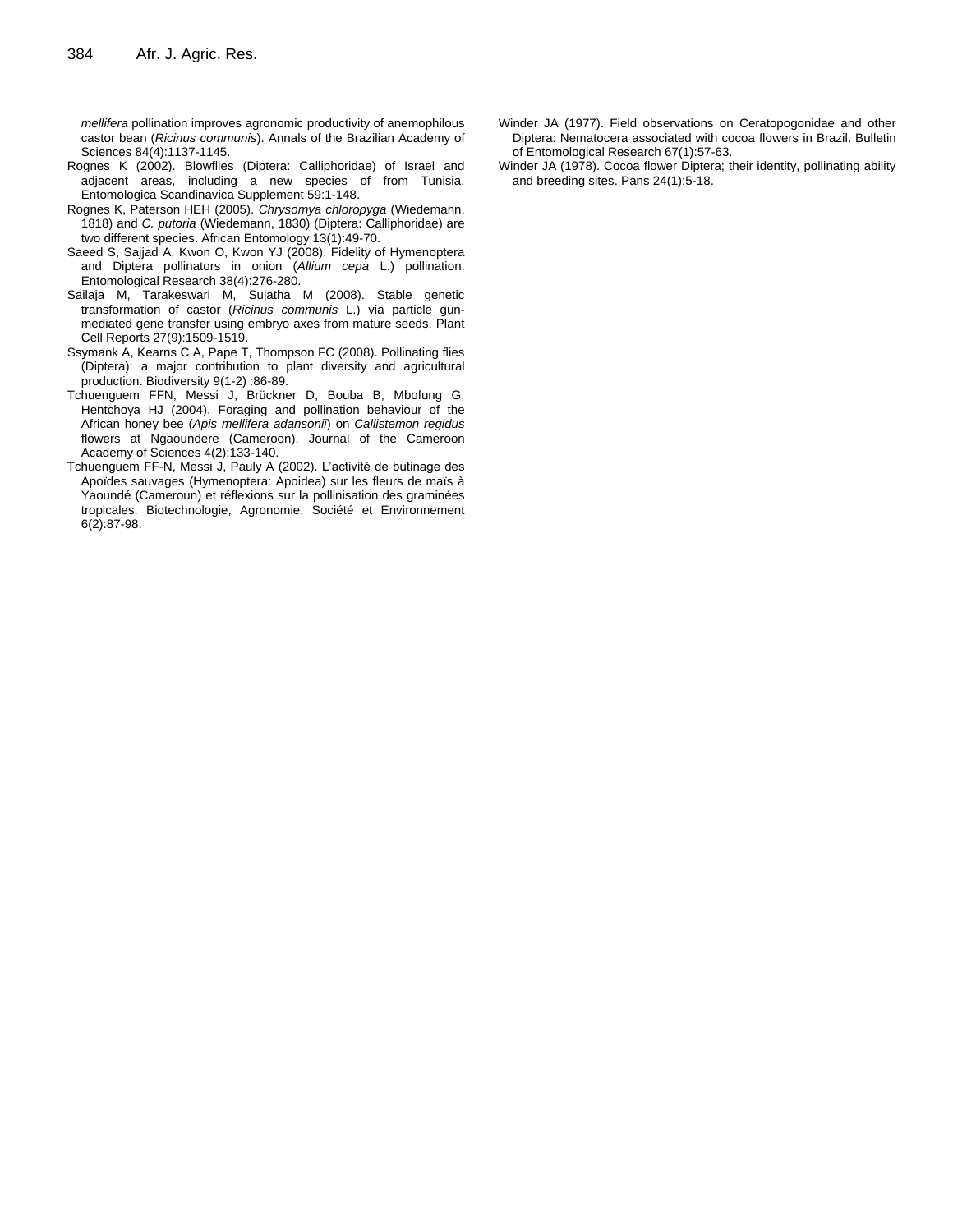*mellifera* pollination improves agronomic productivity of anemophilous castor bean (*Ricinus communis*). Annals of the Brazilian Academy of Sciences 84(4):1137-1145.

Rognes K (2002). Blowflies (Diptera: Calliphoridae) of Israel and adjacent areas, including a new species of from Tunisia. Entomologica Scandinavica Supplement 59:1-148.

Rognes K, Paterson HEH (2005). *Chrysomya chloropyga* (Wiedemann, 1818) and *C. putoria* (Wiedemann, 1830) (Diptera: Calliphoridae) are two different species. African Entomology 13(1):49-70.

Saeed S, Sajjad A, Kwon O, Kwon YJ (2008). Fidelity of Hymenoptera and Diptera pollinators in onion (*Allium cepa* L.) pollination. Entomological Research 38(4):276-280.

Sailaja M, Tarakeswari M, Sujatha M (2008). Stable genetic transformation of castor (*Ricinus communis* L.) via particle gun-mediated gene transfer using embryo axes from mature seeds. Plant Cell Reports 27(9):1509-1519.

Ssymank A, Kearns C A, Pape T, Thompson FC (2008). Pollinating flies (Diptera): a major contribution to plant diversity and agricultural production. Biodiversity 9(1-2) :86-89.

Tchuenguem FFN, Messi J, Brückner D, Bouba B, Mbofung G, Hentchoya HJ (2004). Foraging and pollination behaviour of the African honey bee (*Apis mellifera adansonii*) on *Callistemon regidus* flowers at Ngaoundere (Cameroon). Journal of the Cameroon Academy of Sciences 4(2):133-140.

Tchuenguem FF-N, Messi J, Pauly A (2002). L'activité de butinage des Apoïdes sauvages (Hymenoptera: Apoidea) sur les fleurs de maïs à Yaoundé (Cameroun) et réflexions sur la pollinisation des graminées tropicales. Biotechnologie, Agronomie, Société et Environnement 6(2):87-98.

Winder JA (1977). Field observations on Ceratopogonidae and other Diptera: Nematocera associated with cocoa flowers in Brazil. Bulletin of Entomological Research 67(1):57-63.

Winder JA (1978). Cocoa flower Diptera; their identity, pollinating ability and breeding sites. Pans 24(1):5-18.